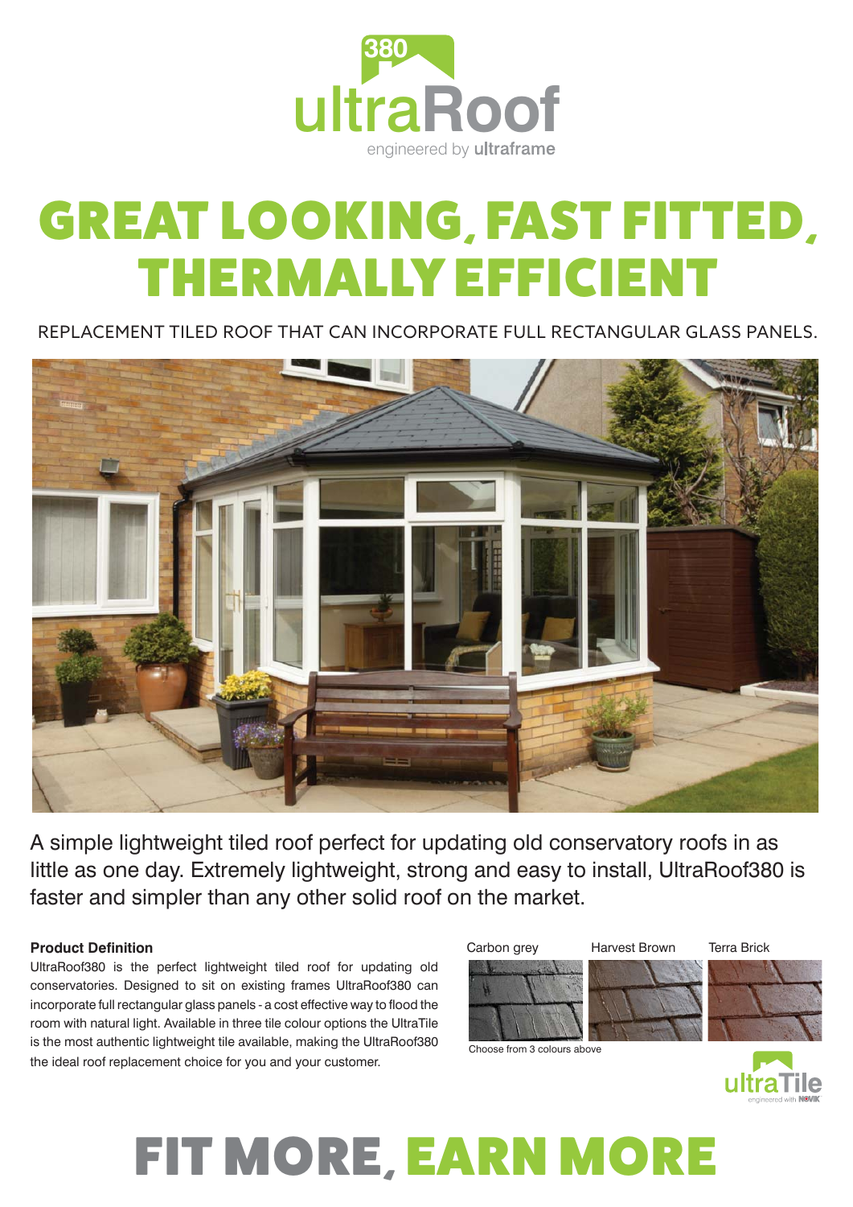380 ultraRoof
engineered by ultraframe

# GREAT LOOKING, FAST FITTED, THERMALLY EFFICIENT

REPLACEMENT TILED ROOF THAT CAN INCORPORATE FULL RECTANGULAR GLASS PANELS.

A simple lightweight tiled roof perfect for updating old conservatory roofs in as little as one day. Extremely lightweight, strong and easy to install, UltraRoof380 is faster and simpler than any other solid roof on the market.

**Product Definition**

UltraRoof380 is the perfect lightweight tiled roof for updating old conservatories. Designed to sit on existing frames UltraRoof380 can incorporate full rectangular glass panels - a cost effective way to flood the room with natural light. Available in three tile colour options the UltraTile is the most authentic lightweight tile available, making the UltraRoof380 the ideal roof replacement choice for you and your customer.

Carbon grey | Harvest Brown | Terra Brick

Choose from 3 colours above

ultraTile
engineered with NOVIK

# FIT MORE, EARN MORE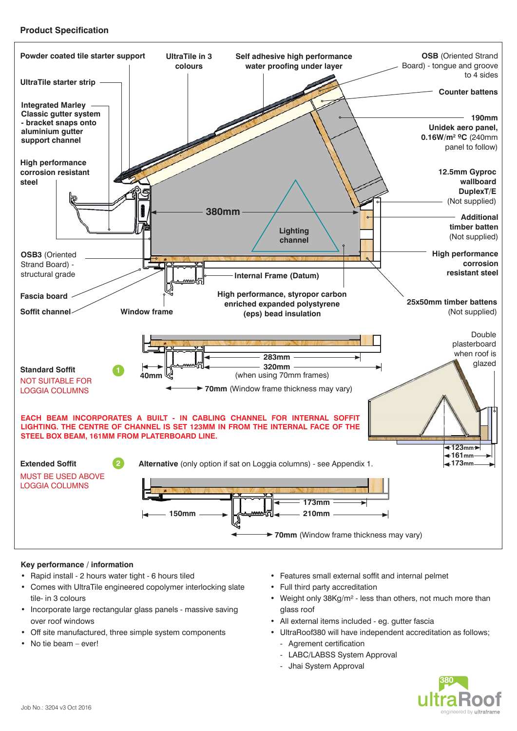## Product Specification

Powder coated tile starter support

UltraTile in 3 colours

Self adhesive high performance water proofing under layer

**OSB** (Oriented Strand Board) - tongue and groove to 4 sides

UltraTile starter strip

Counter battens

Integrated Marley Classic gutter system - bracket snaps onto aluminium gutter support channel

**190mm Unidek aero panel, 0.16W/m² ºC** (240mm panel to follow)

High performance corrosion resistant steel

**12.5mm Gyproc wallboard DuplexT/E** (Not supplied)

380mm

Lighting channel

**Additional timber batten** (Not supplied)

**OSB3** (Oriented Strand Board) - structural grade

High performance corrosion resistant steel

Internal Frame (Datum)

Fascia board

High performance, styropor carbon enriched expanded polystyrene (eps) bead insulation

**25x50mm timber battens** (Not supplied)

Soffit channel

Window frame

Double plasterboard when roof is glazed

**Standard Soffit** 1

NOT SUITABLE FOR LOGGIA COLUMNS

283mm

40mm

**320mm** (when using 70mm frames)

**70mm** (Window frame thickness may vary)

**EACH BEAM INCORPORATES A BUILT - IN CABLING CHANNEL FOR INTERNAL SOFFIT LIGHTING. THE CENTRE OF CHANNEL IS SET 123MM IN FROM THE INTERNAL FACE OF THE STEEL BOX BEAM, 161MM FROM PLATERBOARD LINE.**

123mm

161mm

173mm

**Extended Soffit** 2

MUST BE USED ABOVE LOGGIA COLUMNS

**Alternative** (only option if sat on Loggia columns) - see Appendix 1.

173mm

150mm

210mm

**70mm** (Window frame thickness may vary)

### Key performance / information

- Rapid install - 2 hours water tight - 6 hours tiled
- Comes with UltraTile engineered copolymer interlocking slate tile- in 3 colours
- Incorporate large rectangular glass panels - massive saving over roof windows
- Off site manufactured, three simple system components
- No tie beam – ever!
- Features small external soffit and internal pelmet
- Full third party accreditation
- Weight only 38Kg/m² - less than others, not much more than glass roof
- All external items included - eg. gutter fascia
- UltraRoof380 will have independent accreditation as follows;
  - Agrement certification
  - LABC/LABSS System Approval
  - Jhai System Approval

Job No.: 3204 v3 Oct 2016

380 ultraRoof engineered by ultraframe